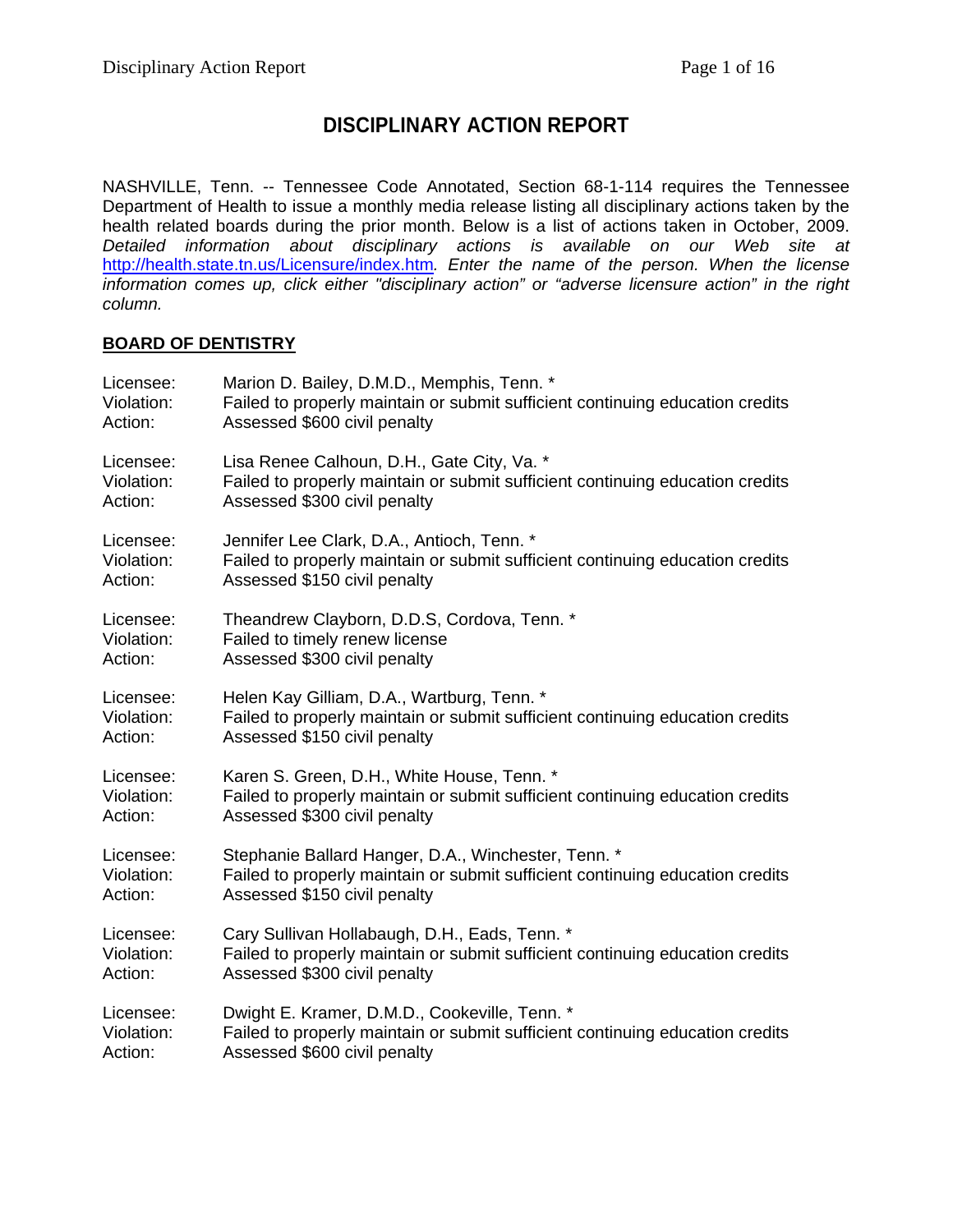# DISCIPLINARY ACTION REPORT

NASHVILLE, Tenn. -- Tennessee Code Annotated, Section 68-1-114 requires the Tennessee Department of Health to issue a monthly media release listing all disciplinary actions taken by the health related boards during the prior month. Below is a list of actions taken in October, 2009. *Detailed information about disciplinary actions is available on our Web site at* http://health.state.tn.us/Licensure/index.htm*. Enter the name of the person. When the license information comes up, click either "disciplinary action" or "adverse licensure action" in the right column.*

## BOARD OF DENTISTRY

Licensee: Marion D. Bailey, D.M.D., Memphis, Tenn. *
Violation: Failed to properly maintain or submit sufficient continuing education credits
Action: Assessed $600 civil penalty

Licensee: Lisa Renee Calhoun, D.H., Gate City, Va. *
Violation: Failed to properly maintain or submit sufficient continuing education credits
Action: Assessed $300 civil penalty

Licensee: Jennifer Lee Clark, D.A., Antioch, Tenn. *
Violation: Failed to properly maintain or submit sufficient continuing education credits
Action: Assessed $150 civil penalty

Licensee: Theandrew Clayborn, D.D.S, Cordova, Tenn. *
Violation: Failed to timely renew license
Action: Assessed $300 civil penalty

Licensee: Helen Kay Gilliam, D.A., Wartburg, Tenn. *
Violation: Failed to properly maintain or submit sufficient continuing education credits
Action: Assessed $150 civil penalty

Licensee: Karen S. Green, D.H., White House, Tenn. *
Violation: Failed to properly maintain or submit sufficient continuing education credits
Action: Assessed $300 civil penalty

Licensee: Stephanie Ballard Hanger, D.A., Winchester, Tenn. *
Violation: Failed to properly maintain or submit sufficient continuing education credits
Action: Assessed $150 civil penalty

Licensee: Cary Sullivan Hollabaugh, D.H., Eads, Tenn. *
Violation: Failed to properly maintain or submit sufficient continuing education credits
Action: Assessed $300 civil penalty

Licensee: Dwight E. Kramer, D.M.D., Cookeville, Tenn. *
Violation: Failed to properly maintain or submit sufficient continuing education credits
Action: Assessed $600 civil penalty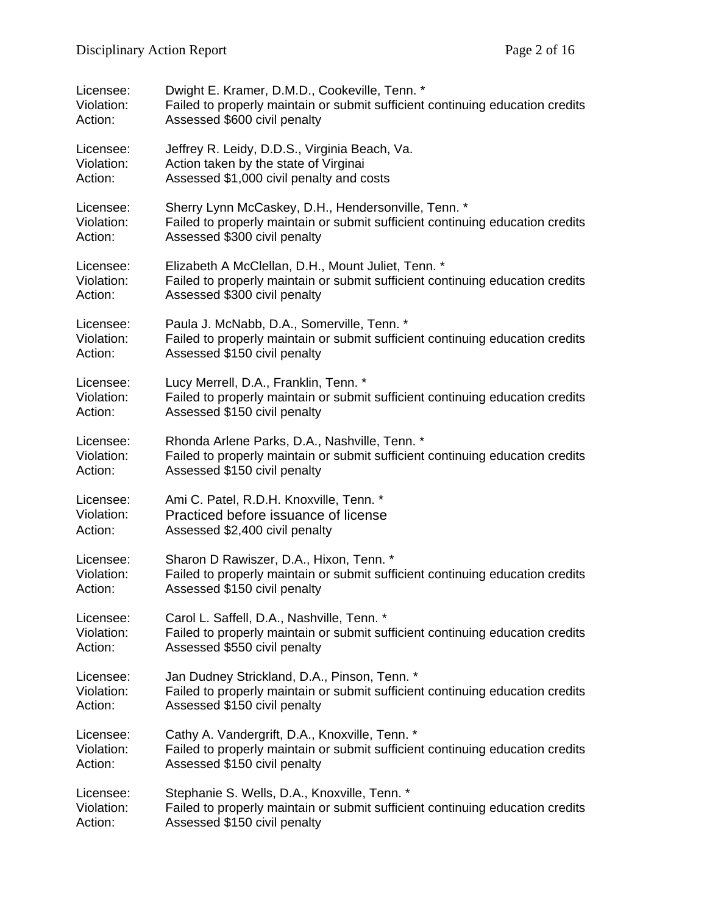Licensee: Dwight E. Kramer, D.M.D., Cookeville, Tenn. *
Violation: Failed to properly maintain or submit sufficient continuing education credits
Action: Assessed $600 civil penalty

Licensee: Jeffrey R. Leidy, D.D.S., Virginia Beach, Va.
Violation: Action taken by the state of Virginai
Action: Assessed $1,000 civil penalty and costs

Licensee: Sherry Lynn McCaskey, D.H., Hendersonville, Tenn. *
Violation: Failed to properly maintain or submit sufficient continuing education credits
Action: Assessed $300 civil penalty

Licensee: Elizabeth A McClellan, D.H., Mount Juliet, Tenn. *
Violation: Failed to properly maintain or submit sufficient continuing education credits
Action: Assessed $300 civil penalty

Licensee: Paula J. McNabb, D.A., Somerville, Tenn. *
Violation: Failed to properly maintain or submit sufficient continuing education credits
Action: Assessed $150 civil penalty

Licensee: Lucy Merrell, D.A., Franklin, Tenn. *
Violation: Failed to properly maintain or submit sufficient continuing education credits
Action: Assessed $150 civil penalty

Licensee: Rhonda Arlene Parks, D.A., Nashville, Tenn. *
Violation: Failed to properly maintain or submit sufficient continuing education credits
Action: Assessed $150 civil penalty

Licensee: Ami C. Patel, R.D.H. Knoxville, Tenn. *
Violation: Practiced before issuance of license
Action: Assessed $2,400 civil penalty

Licensee: Sharon D Rawiszer, D.A., Hixon, Tenn. *
Violation: Failed to properly maintain or submit sufficient continuing education credits
Action: Assessed $150 civil penalty

Licensee: Carol L. Saffell, D.A., Nashville, Tenn. *
Violation: Failed to properly maintain or submit sufficient continuing education credits
Action: Assessed $550 civil penalty

Licensee: Jan Dudney Strickland, D.A., Pinson, Tenn. *
Violation: Failed to properly maintain or submit sufficient continuing education credits
Action: Assessed $150 civil penalty

Licensee: Cathy A. Vandergrift, D.A., Knoxville, Tenn. *
Violation: Failed to properly maintain or submit sufficient continuing education credits
Action: Assessed $150 civil penalty

Licensee: Stephanie S. Wells, D.A., Knoxville, Tenn. *
Violation: Failed to properly maintain or submit sufficient continuing education credits
Action: Assessed $150 civil penalty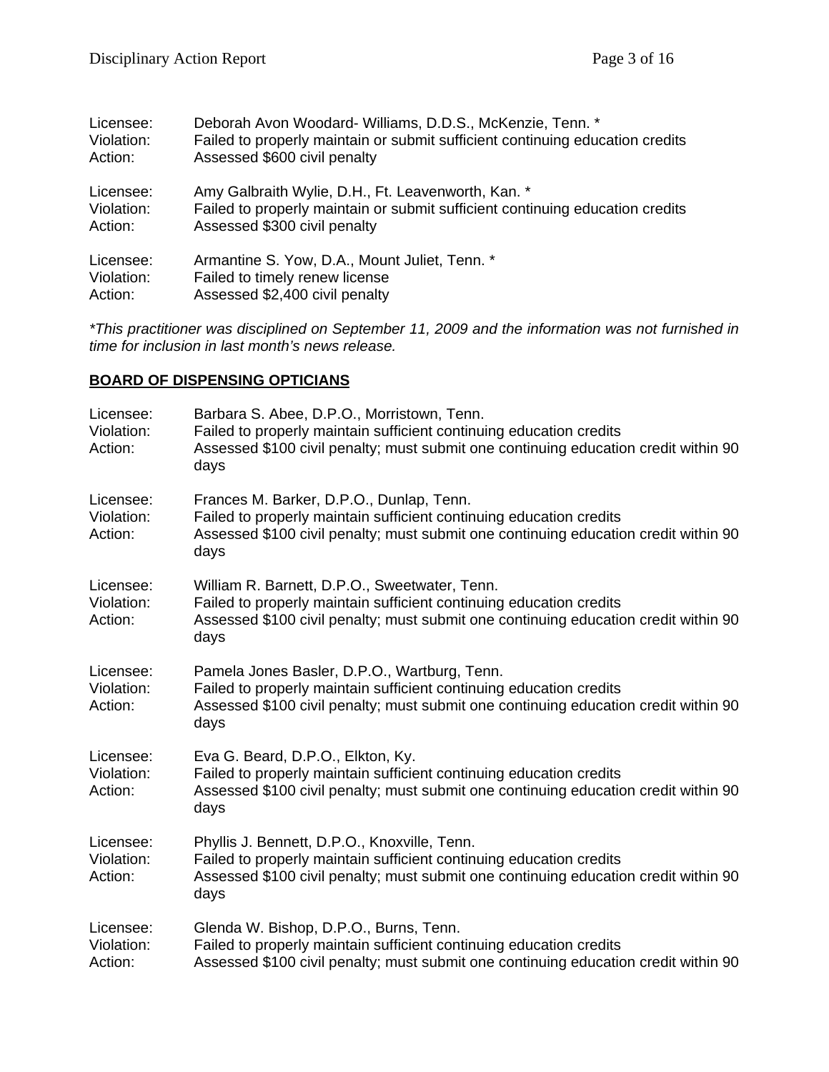Licensee: Deborah Avon Woodard- Williams, D.D.S., McKenzie, Tenn. *
Violation: Failed to properly maintain or submit sufficient continuing education credits
Action: Assessed $600 civil penalty

Licensee: Amy Galbraith Wylie, D.H., Ft. Leavenworth, Kan. *
Violation: Failed to properly maintain or submit sufficient continuing education credits
Action: Assessed $300 civil penalty

Licensee: Armantine S. Yow, D.A., Mount Juliet, Tenn. *
Violation: Failed to timely renew license
Action: Assessed $2,400 civil penalty

*\*This practitioner was disciplined on September 11, 2009 and the information was not furnished in time for inclusion in last month's news release.*

**BOARD OF DISPENSING OPTICIANS**

Licensee: Barbara S. Abee, D.P.O., Morristown, Tenn.
Violation: Failed to properly maintain sufficient continuing education credits
Action: Assessed $100 civil penalty; must submit one continuing education credit within 90 days

Licensee: Frances M. Barker, D.P.O., Dunlap, Tenn.
Violation: Failed to properly maintain sufficient continuing education credits
Action: Assessed $100 civil penalty; must submit one continuing education credit within 90 days

Licensee: William R. Barnett, D.P.O., Sweetwater, Tenn.
Violation: Failed to properly maintain sufficient continuing education credits
Action: Assessed $100 civil penalty; must submit one continuing education credit within 90 days

Licensee: Pamela Jones Basler, D.P.O., Wartburg, Tenn.
Violation: Failed to properly maintain sufficient continuing education credits
Action: Assessed $100 civil penalty; must submit one continuing education credit within 90 days

Licensee: Eva G. Beard, D.P.O., Elkton, Ky.
Violation: Failed to properly maintain sufficient continuing education credits
Action: Assessed $100 civil penalty; must submit one continuing education credit within 90 days

Licensee: Phyllis J. Bennett, D.P.O., Knoxville, Tenn.
Violation: Failed to properly maintain sufficient continuing education credits
Action: Assessed $100 civil penalty; must submit one continuing education credit within 90 days

Licensee: Glenda W. Bishop, D.P.O., Burns, Tenn.
Violation: Failed to properly maintain sufficient continuing education credits
Action: Assessed $100 civil penalty; must submit one continuing education credit within 90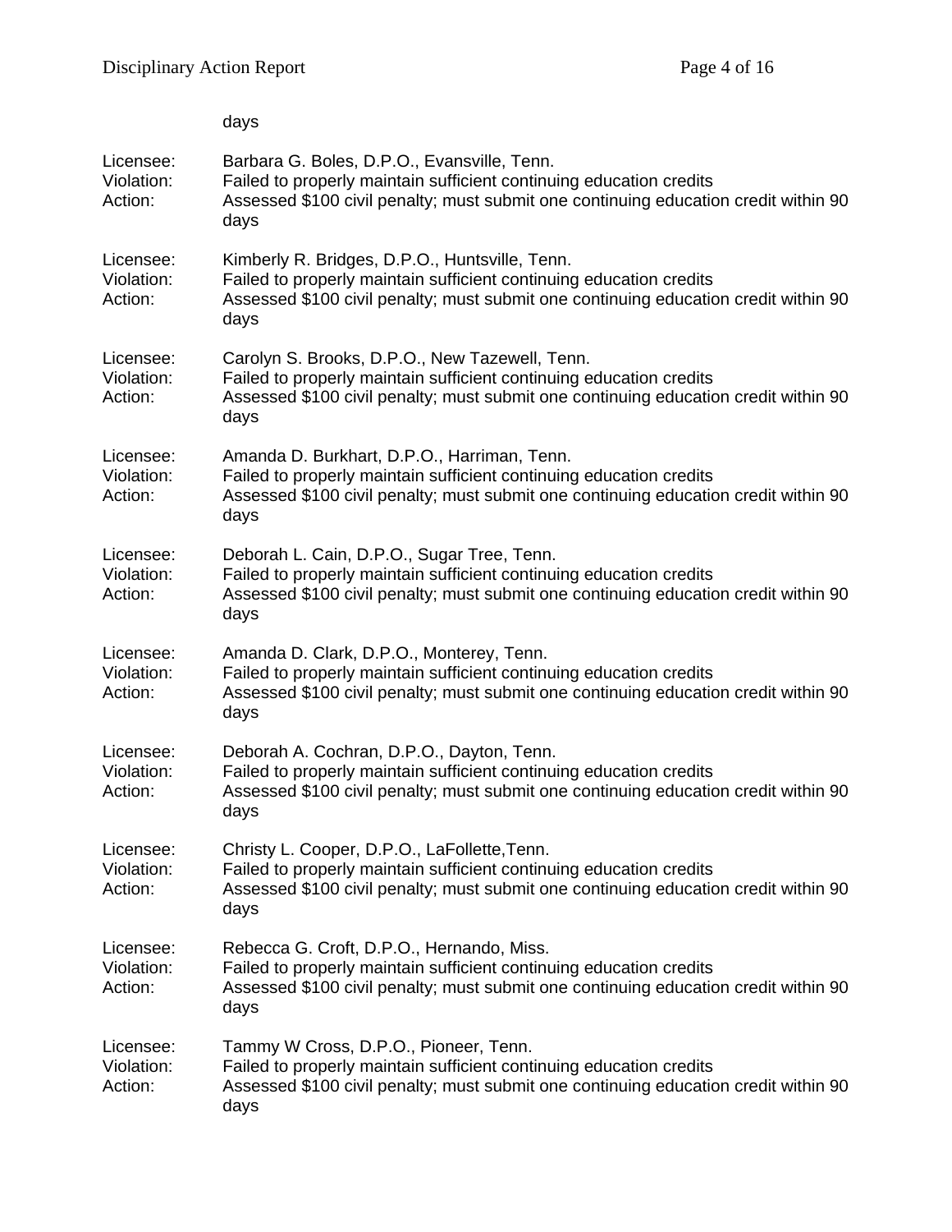days

Licensee: Barbara G. Boles, D.P.O., Evansville, Tenn.
Violation: Failed to properly maintain sufficient continuing education credits
Action: Assessed $100 civil penalty; must submit one continuing education credit within 90 days

Licensee: Kimberly R. Bridges, D.P.O., Huntsville, Tenn.
Violation: Failed to properly maintain sufficient continuing education credits
Action: Assessed $100 civil penalty; must submit one continuing education credit within 90 days

Licensee: Carolyn S. Brooks, D.P.O., New Tazewell, Tenn.
Violation: Failed to properly maintain sufficient continuing education credits
Action: Assessed $100 civil penalty; must submit one continuing education credit within 90 days

Licensee: Amanda D. Burkhart, D.P.O., Harriman, Tenn.
Violation: Failed to properly maintain sufficient continuing education credits
Action: Assessed $100 civil penalty; must submit one continuing education credit within 90 days

Licensee: Deborah L. Cain, D.P.O., Sugar Tree, Tenn.
Violation: Failed to properly maintain sufficient continuing education credits
Action: Assessed $100 civil penalty; must submit one continuing education credit within 90 days

Licensee: Amanda D. Clark, D.P.O., Monterey, Tenn.
Violation: Failed to properly maintain sufficient continuing education credits
Action: Assessed $100 civil penalty; must submit one continuing education credit within 90 days

Licensee: Deborah A. Cochran, D.P.O., Dayton, Tenn.
Violation: Failed to properly maintain sufficient continuing education credits
Action: Assessed $100 civil penalty; must submit one continuing education credit within 90 days

Licensee: Christy L. Cooper, D.P.O., LaFollette,Tenn.
Violation: Failed to properly maintain sufficient continuing education credits
Action: Assessed $100 civil penalty; must submit one continuing education credit within 90 days

Licensee: Rebecca G. Croft, D.P.O., Hernando, Miss.
Violation: Failed to properly maintain sufficient continuing education credits
Action: Assessed $100 civil penalty; must submit one continuing education credit within 90 days

Licensee: Tammy W Cross, D.P.O., Pioneer, Tenn.
Violation: Failed to properly maintain sufficient continuing education credits
Action: Assessed $100 civil penalty; must submit one continuing education credit within 90 days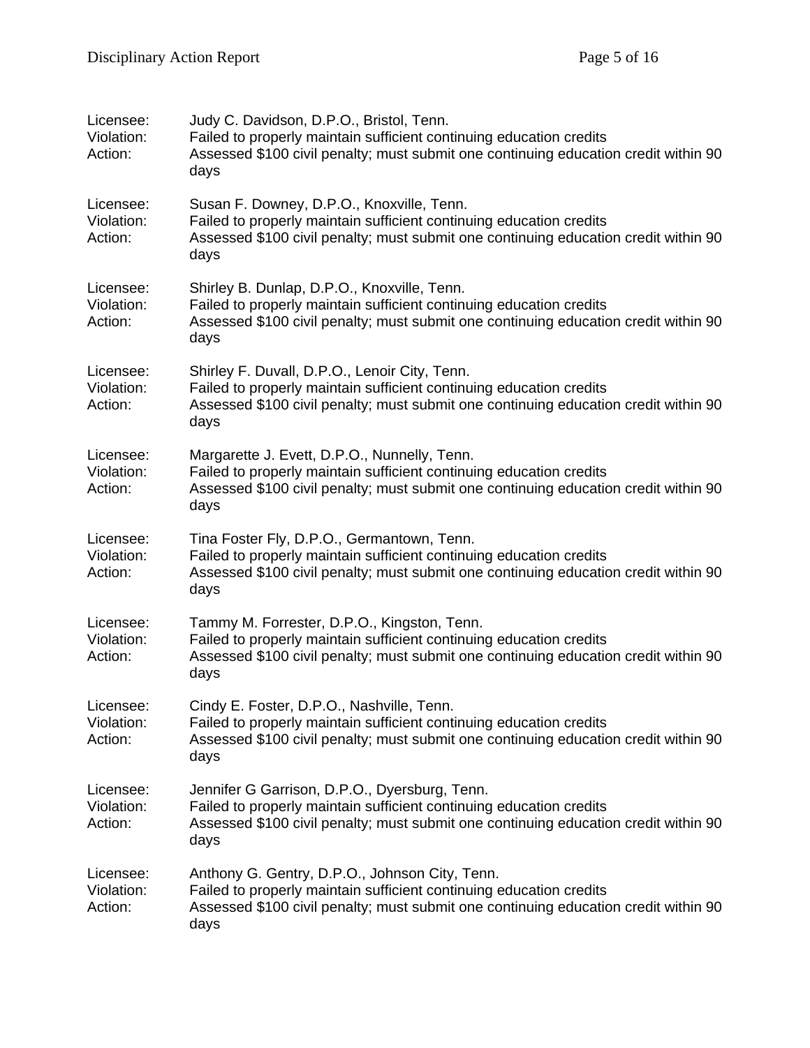Licensee: Judy C. Davidson, D.P.O., Bristol, Tenn.
Violation: Failed to properly maintain sufficient continuing education credits
Action: Assessed $100 civil penalty; must submit one continuing education credit within 90 days

Licensee: Susan F. Downey, D.P.O., Knoxville, Tenn.
Violation: Failed to properly maintain sufficient continuing education credits
Action: Assessed $100 civil penalty; must submit one continuing education credit within 90 days

Licensee: Shirley B. Dunlap, D.P.O., Knoxville, Tenn.
Violation: Failed to properly maintain sufficient continuing education credits
Action: Assessed $100 civil penalty; must submit one continuing education credit within 90 days

Licensee: Shirley F. Duvall, D.P.O., Lenoir City, Tenn.
Violation: Failed to properly maintain sufficient continuing education credits
Action: Assessed $100 civil penalty; must submit one continuing education credit within 90 days

Licensee: Margarette J. Evett, D.P.O., Nunnelly, Tenn.
Violation: Failed to properly maintain sufficient continuing education credits
Action: Assessed $100 civil penalty; must submit one continuing education credit within 90 days

Licensee: Tina Foster Fly, D.P.O., Germantown, Tenn.
Violation: Failed to properly maintain sufficient continuing education credits
Action: Assessed $100 civil penalty; must submit one continuing education credit within 90 days

Licensee: Tammy M. Forrester, D.P.O., Kingston, Tenn.
Violation: Failed to properly maintain sufficient continuing education credits
Action: Assessed $100 civil penalty; must submit one continuing education credit within 90 days

Licensee: Cindy E. Foster, D.P.O., Nashville, Tenn.
Violation: Failed to properly maintain sufficient continuing education credits
Action: Assessed $100 civil penalty; must submit one continuing education credit within 90 days

Licensee: Jennifer G Garrison, D.P.O., Dyersburg, Tenn.
Violation: Failed to properly maintain sufficient continuing education credits
Action: Assessed $100 civil penalty; must submit one continuing education credit within 90 days

Licensee: Anthony G. Gentry, D.P.O., Johnson City, Tenn.
Violation: Failed to properly maintain sufficient continuing education credits
Action: Assessed $100 civil penalty; must submit one continuing education credit within 90 days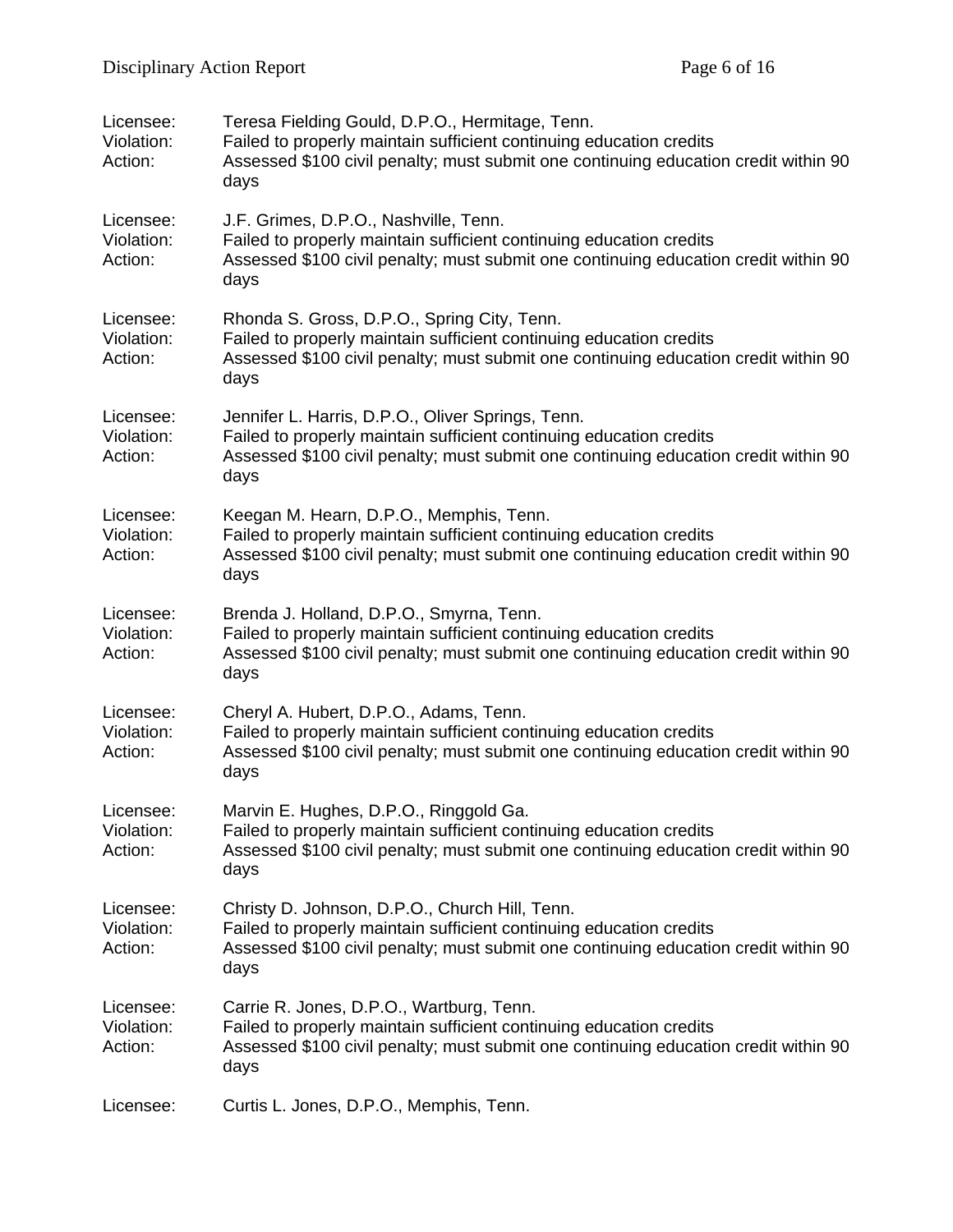Licensee: Teresa Fielding Gould, D.P.O., Hermitage, Tenn.
Violation: Failed to properly maintain sufficient continuing education credits
Action: Assessed $100 civil penalty; must submit one continuing education credit within 90 days

Licensee: J.F. Grimes, D.P.O., Nashville, Tenn.
Violation: Failed to properly maintain sufficient continuing education credits
Action: Assessed $100 civil penalty; must submit one continuing education credit within 90 days

Licensee: Rhonda S. Gross, D.P.O., Spring City, Tenn.
Violation: Failed to properly maintain sufficient continuing education credits
Action: Assessed $100 civil penalty; must submit one continuing education credit within 90 days

Licensee: Jennifer L. Harris, D.P.O., Oliver Springs, Tenn.
Violation: Failed to properly maintain sufficient continuing education credits
Action: Assessed $100 civil penalty; must submit one continuing education credit within 90 days

Licensee: Keegan M. Hearn, D.P.O., Memphis, Tenn.
Violation: Failed to properly maintain sufficient continuing education credits
Action: Assessed $100 civil penalty; must submit one continuing education credit within 90 days

Licensee: Brenda J. Holland, D.P.O., Smyrna, Tenn.
Violation: Failed to properly maintain sufficient continuing education credits
Action: Assessed $100 civil penalty; must submit one continuing education credit within 90 days

Licensee: Cheryl A. Hubert, D.P.O., Adams, Tenn.
Violation: Failed to properly maintain sufficient continuing education credits
Action: Assessed $100 civil penalty; must submit one continuing education credit within 90 days

Licensee: Marvin E. Hughes, D.P.O., Ringgold Ga.
Violation: Failed to properly maintain sufficient continuing education credits
Action: Assessed $100 civil penalty; must submit one continuing education credit within 90 days

Licensee: Christy D. Johnson, D.P.O., Church Hill, Tenn.
Violation: Failed to properly maintain sufficient continuing education credits
Action: Assessed $100 civil penalty; must submit one continuing education credit within 90 days

Licensee: Carrie R. Jones, D.P.O., Wartburg, Tenn.
Violation: Failed to properly maintain sufficient continuing education credits
Action: Assessed $100 civil penalty; must submit one continuing education credit within 90 days

Licensee: Curtis L. Jones, D.P.O., Memphis, Tenn.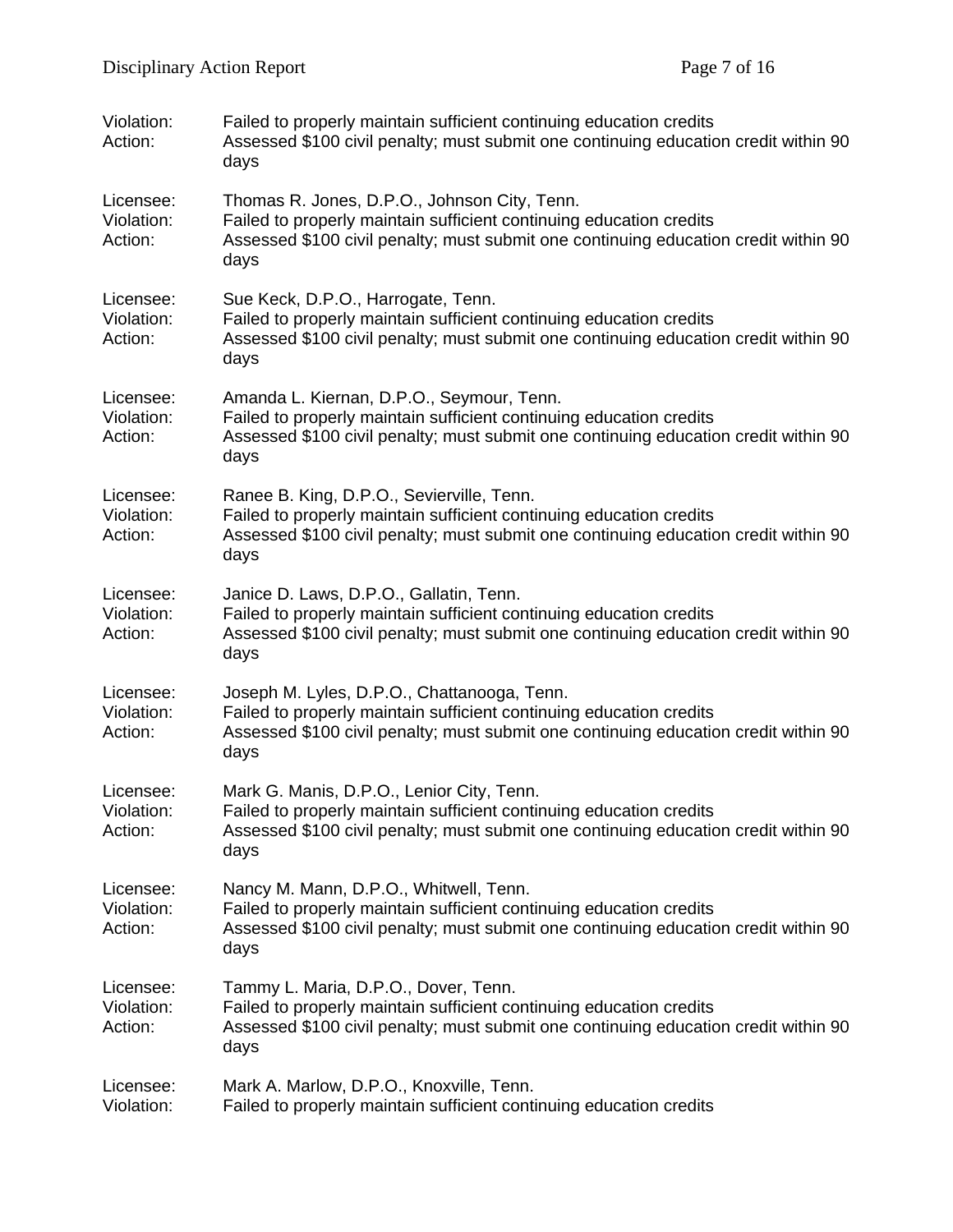Violation: Failed to properly maintain sufficient continuing education credits
Action: Assessed $100 civil penalty; must submit one continuing education credit within 90 days

Licensee: Thomas R. Jones, D.P.O., Johnson City, Tenn.
Violation: Failed to properly maintain sufficient continuing education credits
Action: Assessed $100 civil penalty; must submit one continuing education credit within 90 days

Licensee: Sue Keck, D.P.O., Harrogate, Tenn.
Violation: Failed to properly maintain sufficient continuing education credits
Action: Assessed $100 civil penalty; must submit one continuing education credit within 90 days

Licensee: Amanda L. Kiernan, D.P.O., Seymour, Tenn.
Violation: Failed to properly maintain sufficient continuing education credits
Action: Assessed $100 civil penalty; must submit one continuing education credit within 90 days

Licensee: Ranee B. King, D.P.O., Sevierville, Tenn.
Violation: Failed to properly maintain sufficient continuing education credits
Action: Assessed $100 civil penalty; must submit one continuing education credit within 90 days

Licensee: Janice D. Laws, D.P.O., Gallatin, Tenn.
Violation: Failed to properly maintain sufficient continuing education credits
Action: Assessed $100 civil penalty; must submit one continuing education credit within 90 days

Licensee: Joseph M. Lyles, D.P.O., Chattanooga, Tenn.
Violation: Failed to properly maintain sufficient continuing education credits
Action: Assessed $100 civil penalty; must submit one continuing education credit within 90 days

Licensee: Mark G. Manis, D.P.O., Lenior City, Tenn.
Violation: Failed to properly maintain sufficient continuing education credits
Action: Assessed $100 civil penalty; must submit one continuing education credit within 90 days

Licensee: Nancy M. Mann, D.P.O., Whitwell, Tenn.
Violation: Failed to properly maintain sufficient continuing education credits
Action: Assessed $100 civil penalty; must submit one continuing education credit within 90 days

Licensee: Tammy L. Maria, D.P.O., Dover, Tenn.
Violation: Failed to properly maintain sufficient continuing education credits
Action: Assessed $100 civil penalty; must submit one continuing education credit within 90 days

Licensee: Mark A. Marlow, D.P.O., Knoxville, Tenn.
Violation: Failed to properly maintain sufficient continuing education credits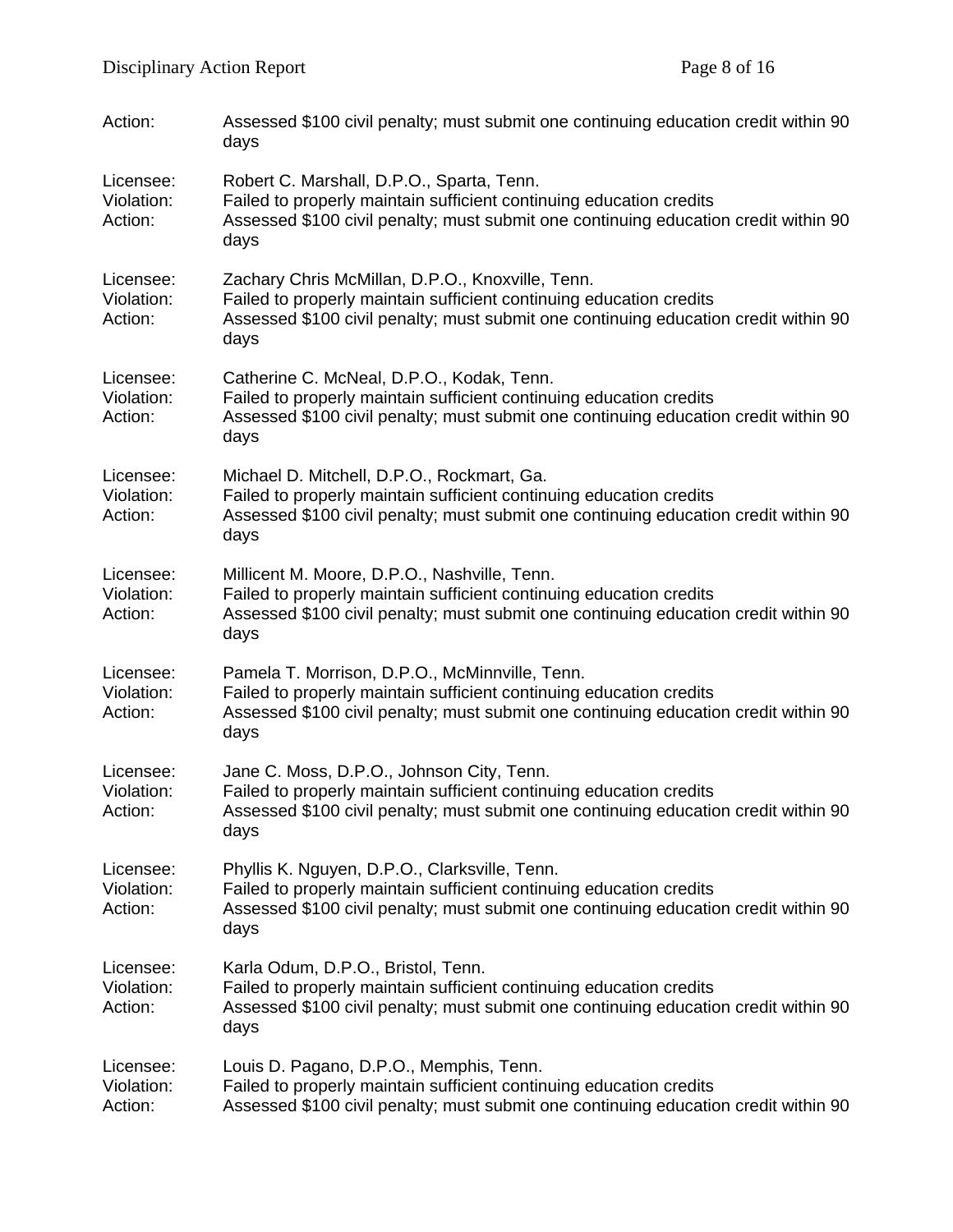Action: Assessed $100 civil penalty; must submit one continuing education credit within 90 days

Licensee: Robert C. Marshall, D.P.O., Sparta, Tenn.
Violation: Failed to properly maintain sufficient continuing education credits
Action: Assessed $100 civil penalty; must submit one continuing education credit within 90 days

Licensee: Zachary Chris McMillan, D.P.O., Knoxville, Tenn.
Violation: Failed to properly maintain sufficient continuing education credits
Action: Assessed $100 civil penalty; must submit one continuing education credit within 90 days

Licensee: Catherine C. McNeal, D.P.O., Kodak, Tenn.
Violation: Failed to properly maintain sufficient continuing education credits
Action: Assessed $100 civil penalty; must submit one continuing education credit within 90 days

Licensee: Michael D. Mitchell, D.P.O., Rockmart, Ga.
Violation: Failed to properly maintain sufficient continuing education credits
Action: Assessed $100 civil penalty; must submit one continuing education credit within 90 days

Licensee: Millicent M. Moore, D.P.O., Nashville, Tenn.
Violation: Failed to properly maintain sufficient continuing education credits
Action: Assessed $100 civil penalty; must submit one continuing education credit within 90 days

Licensee: Pamela T. Morrison, D.P.O., McMinnville, Tenn.
Violation: Failed to properly maintain sufficient continuing education credits
Action: Assessed $100 civil penalty; must submit one continuing education credit within 90 days

Licensee: Jane C. Moss, D.P.O., Johnson City, Tenn.
Violation: Failed to properly maintain sufficient continuing education credits
Action: Assessed $100 civil penalty; must submit one continuing education credit within 90 days

Licensee: Phyllis K. Nguyen, D.P.O., Clarksville, Tenn.
Violation: Failed to properly maintain sufficient continuing education credits
Action: Assessed $100 civil penalty; must submit one continuing education credit within 90 days

Licensee: Karla Odum, D.P.O., Bristol, Tenn.
Violation: Failed to properly maintain sufficient continuing education credits
Action: Assessed $100 civil penalty; must submit one continuing education credit within 90 days

Licensee: Louis D. Pagano, D.P.O., Memphis, Tenn.
Violation: Failed to properly maintain sufficient continuing education credits
Action: Assessed $100 civil penalty; must submit one continuing education credit within 90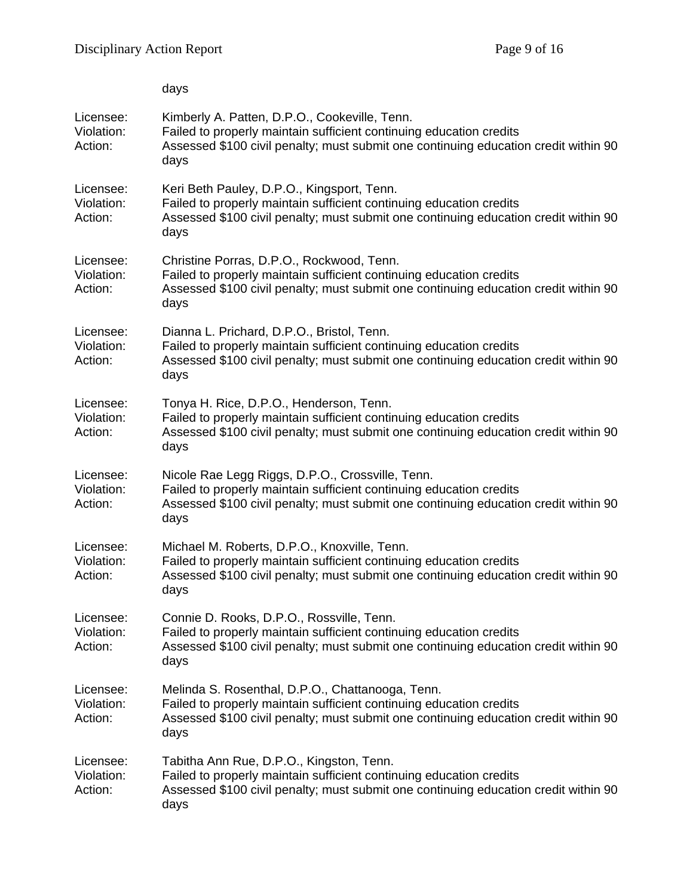days

Licensee: Kimberly A. Patten, D.P.O., Cookeville, Tenn.
Violation: Failed to properly maintain sufficient continuing education credits
Action: Assessed $100 civil penalty; must submit one continuing education credit within 90 days

Licensee: Keri Beth Pauley, D.P.O., Kingsport, Tenn.
Violation: Failed to properly maintain sufficient continuing education credits
Action: Assessed $100 civil penalty; must submit one continuing education credit within 90 days

Licensee: Christine Porras, D.P.O., Rockwood, Tenn.
Violation: Failed to properly maintain sufficient continuing education credits
Action: Assessed $100 civil penalty; must submit one continuing education credit within 90 days

Licensee: Dianna L. Prichard, D.P.O., Bristol, Tenn.
Violation: Failed to properly maintain sufficient continuing education credits
Action: Assessed $100 civil penalty; must submit one continuing education credit within 90 days

Licensee: Tonya H. Rice, D.P.O., Henderson, Tenn.
Violation: Failed to properly maintain sufficient continuing education credits
Action: Assessed $100 civil penalty; must submit one continuing education credit within 90 days

Licensee: Nicole Rae Legg Riggs, D.P.O., Crossville, Tenn.
Violation: Failed to properly maintain sufficient continuing education credits
Action: Assessed $100 civil penalty; must submit one continuing education credit within 90 days

Licensee: Michael M. Roberts, D.P.O., Knoxville, Tenn.
Violation: Failed to properly maintain sufficient continuing education credits
Action: Assessed $100 civil penalty; must submit one continuing education credit within 90 days

Licensee: Connie D. Rooks, D.P.O., Rossville, Tenn.
Violation: Failed to properly maintain sufficient continuing education credits
Action: Assessed $100 civil penalty; must submit one continuing education credit within 90 days

Licensee: Melinda S. Rosenthal, D.P.O., Chattanooga, Tenn.
Violation: Failed to properly maintain sufficient continuing education credits
Action: Assessed $100 civil penalty; must submit one continuing education credit within 90 days

Licensee: Tabitha Ann Rue, D.P.O., Kingston, Tenn.
Violation: Failed to properly maintain sufficient continuing education credits
Action: Assessed $100 civil penalty; must submit one continuing education credit within 90 days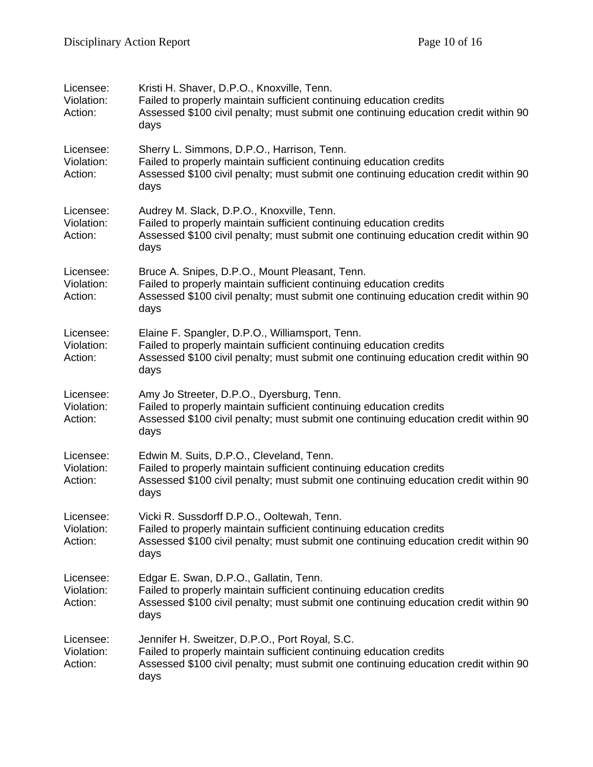Licensee: Kristi H. Shaver, D.P.O., Knoxville, Tenn.
Violation: Failed to properly maintain sufficient continuing education credits
Action: Assessed $100 civil penalty; must submit one continuing education credit within 90 days

Licensee: Sherry L. Simmons, D.P.O., Harrison, Tenn.
Violation: Failed to properly maintain sufficient continuing education credits
Action: Assessed $100 civil penalty; must submit one continuing education credit within 90 days

Licensee: Audrey M. Slack, D.P.O., Knoxville, Tenn.
Violation: Failed to properly maintain sufficient continuing education credits
Action: Assessed $100 civil penalty; must submit one continuing education credit within 90 days

Licensee: Bruce A. Snipes, D.P.O., Mount Pleasant, Tenn.
Violation: Failed to properly maintain sufficient continuing education credits
Action: Assessed $100 civil penalty; must submit one continuing education credit within 90 days

Licensee: Elaine F. Spangler, D.P.O., Williamsport, Tenn.
Violation: Failed to properly maintain sufficient continuing education credits
Action: Assessed $100 civil penalty; must submit one continuing education credit within 90 days

Licensee: Amy Jo Streeter, D.P.O., Dyersburg, Tenn.
Violation: Failed to properly maintain sufficient continuing education credits
Action: Assessed $100 civil penalty; must submit one continuing education credit within 90 days

Licensee: Edwin M. Suits, D.P.O., Cleveland, Tenn.
Violation: Failed to properly maintain sufficient continuing education credits
Action: Assessed $100 civil penalty; must submit one continuing education credit within 90 days

Licensee: Vicki R. Sussdorff D.P.O., Ooltewah, Tenn.
Violation: Failed to properly maintain sufficient continuing education credits
Action: Assessed $100 civil penalty; must submit one continuing education credit within 90 days

Licensee: Edgar E. Swan, D.P.O., Gallatin, Tenn.
Violation: Failed to properly maintain sufficient continuing education credits
Action: Assessed $100 civil penalty; must submit one continuing education credit within 90 days

Licensee: Jennifer H. Sweitzer, D.P.O., Port Royal, S.C.
Violation: Failed to properly maintain sufficient continuing education credits
Action: Assessed $100 civil penalty; must submit one continuing education credit within 90 days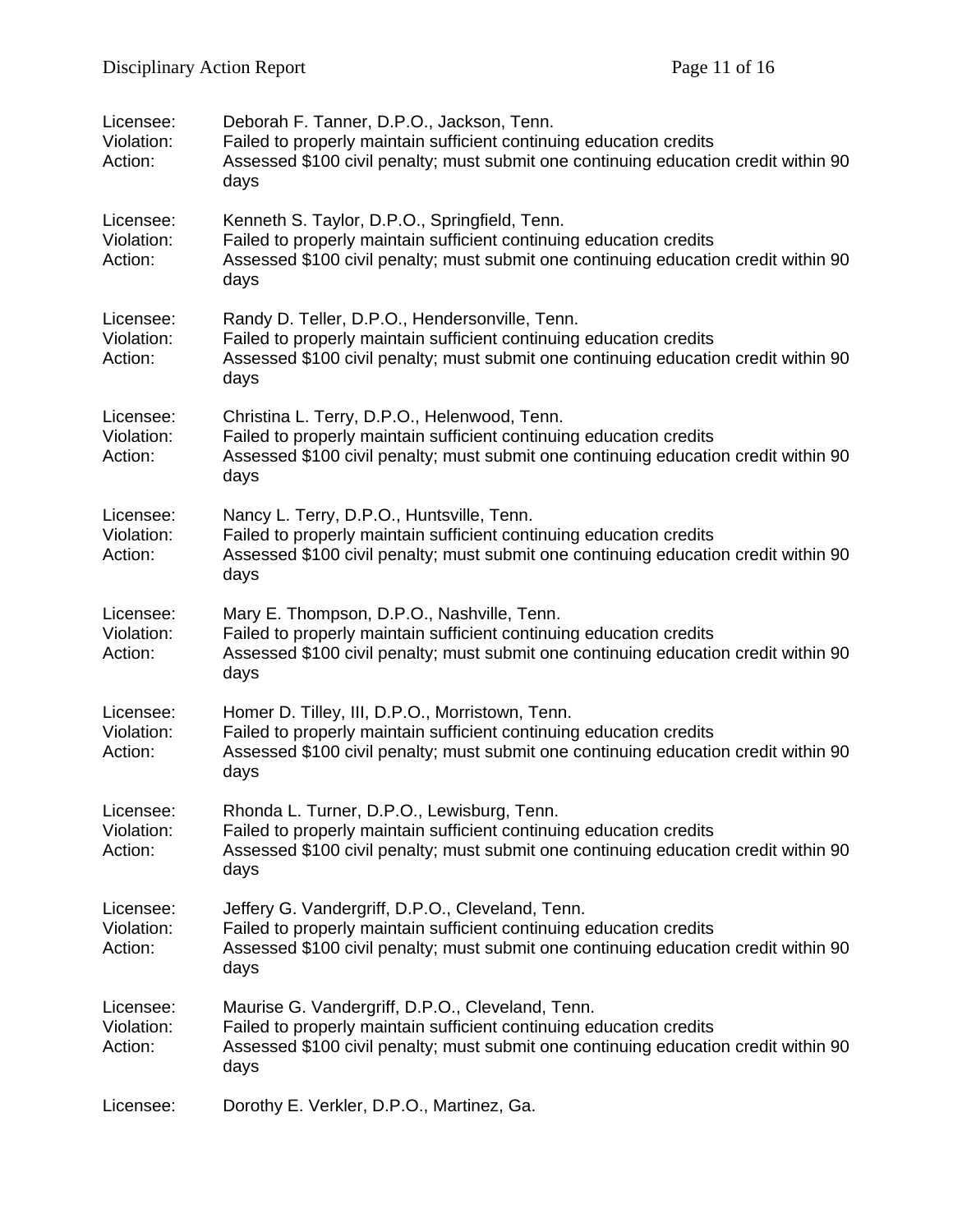Licensee: Deborah F. Tanner, D.P.O., Jackson, Tenn.
Violation: Failed to properly maintain sufficient continuing education credits
Action: Assessed $100 civil penalty; must submit one continuing education credit within 90 days

Licensee: Kenneth S. Taylor, D.P.O., Springfield, Tenn.
Violation: Failed to properly maintain sufficient continuing education credits
Action: Assessed $100 civil penalty; must submit one continuing education credit within 90 days

Licensee: Randy D. Teller, D.P.O., Hendersonville, Tenn.
Violation: Failed to properly maintain sufficient continuing education credits
Action: Assessed $100 civil penalty; must submit one continuing education credit within 90 days

Licensee: Christina L. Terry, D.P.O., Helenwood, Tenn.
Violation: Failed to properly maintain sufficient continuing education credits
Action: Assessed $100 civil penalty; must submit one continuing education credit within 90 days

Licensee: Nancy L. Terry, D.P.O., Huntsville, Tenn.
Violation: Failed to properly maintain sufficient continuing education credits
Action: Assessed $100 civil penalty; must submit one continuing education credit within 90 days

Licensee: Mary E. Thompson, D.P.O., Nashville, Tenn.
Violation: Failed to properly maintain sufficient continuing education credits
Action: Assessed $100 civil penalty; must submit one continuing education credit within 90 days

Licensee: Homer D. Tilley, III, D.P.O., Morristown, Tenn.
Violation: Failed to properly maintain sufficient continuing education credits
Action: Assessed $100 civil penalty; must submit one continuing education credit within 90 days

Licensee: Rhonda L. Turner, D.P.O., Lewisburg, Tenn.
Violation: Failed to properly maintain sufficient continuing education credits
Action: Assessed $100 civil penalty; must submit one continuing education credit within 90 days

Licensee: Jeffery G. Vandergriff, D.P.O., Cleveland, Tenn.
Violation: Failed to properly maintain sufficient continuing education credits
Action: Assessed $100 civil penalty; must submit one continuing education credit within 90 days

Licensee: Maurise G. Vandergriff, D.P.O., Cleveland, Tenn.
Violation: Failed to properly maintain sufficient continuing education credits
Action: Assessed $100 civil penalty; must submit one continuing education credit within 90 days

Licensee: Dorothy E. Verkler, D.P.O., Martinez, Ga.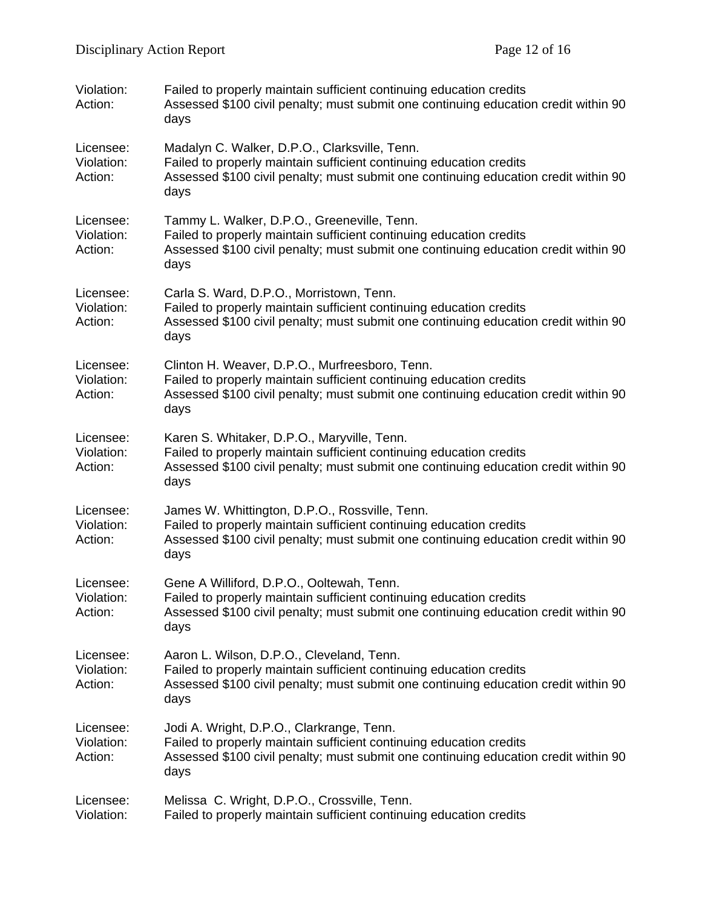Violation: Failed to properly maintain sufficient continuing education credits
Action: Assessed $100 civil penalty; must submit one continuing education credit within 90 days

Licensee: Madalyn C. Walker, D.P.O., Clarksville, Tenn.
Violation: Failed to properly maintain sufficient continuing education credits
Action: Assessed $100 civil penalty; must submit one continuing education credit within 90 days

Licensee: Tammy L. Walker, D.P.O., Greeneville, Tenn.
Violation: Failed to properly maintain sufficient continuing education credits
Action: Assessed $100 civil penalty; must submit one continuing education credit within 90 days

Licensee: Carla S. Ward, D.P.O., Morristown, Tenn.
Violation: Failed to properly maintain sufficient continuing education credits
Action: Assessed $100 civil penalty; must submit one continuing education credit within 90 days

Licensee: Clinton H. Weaver, D.P.O., Murfreesboro, Tenn.
Violation: Failed to properly maintain sufficient continuing education credits
Action: Assessed $100 civil penalty; must submit one continuing education credit within 90 days

Licensee: Karen S. Whitaker, D.P.O., Maryville, Tenn.
Violation: Failed to properly maintain sufficient continuing education credits
Action: Assessed $100 civil penalty; must submit one continuing education credit within 90 days

Licensee: James W. Whittington, D.P.O., Rossville, Tenn.
Violation: Failed to properly maintain sufficient continuing education credits
Action: Assessed $100 civil penalty; must submit one continuing education credit within 90 days

Licensee: Gene A Williford, D.P.O., Ooltewah, Tenn.
Violation: Failed to properly maintain sufficient continuing education credits
Action: Assessed $100 civil penalty; must submit one continuing education credit within 90 days

Licensee: Aaron L. Wilson, D.P.O., Cleveland, Tenn.
Violation: Failed to properly maintain sufficient continuing education credits
Action: Assessed $100 civil penalty; must submit one continuing education credit within 90 days

Licensee: Jodi A. Wright, D.P.O., Clarkrange, Tenn.
Violation: Failed to properly maintain sufficient continuing education credits
Action: Assessed $100 civil penalty; must submit one continuing education credit within 90 days

Licensee: Melissa C. Wright, D.P.O., Crossville, Tenn.
Violation: Failed to properly maintain sufficient continuing education credits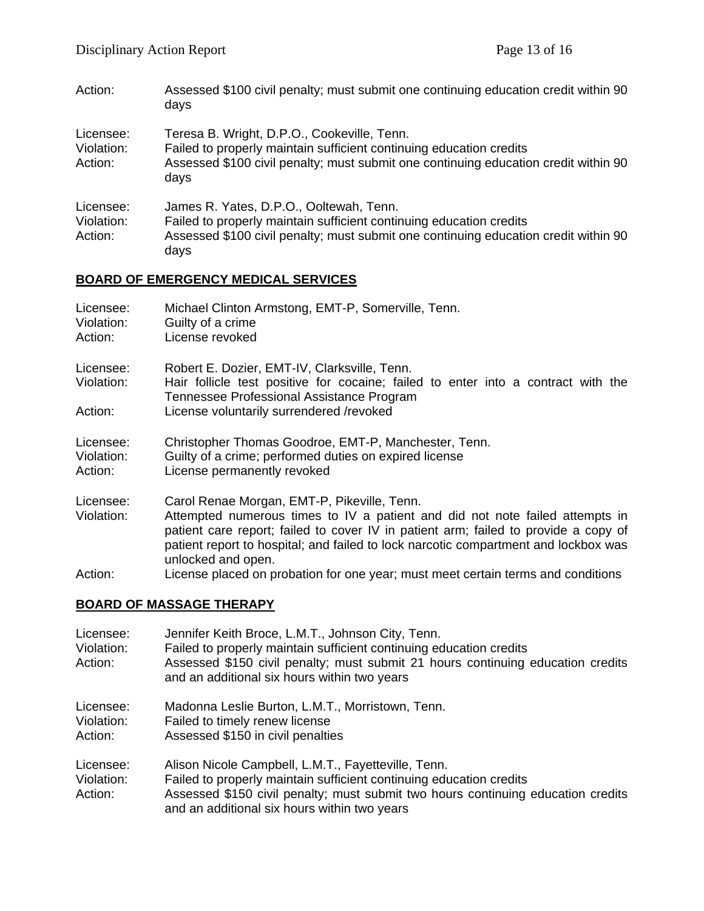Action: Assessed $100 civil penalty; must submit one continuing education credit within 90 days

Licensee: Teresa B. Wright, D.P.O., Cookeville, Tenn.
Violation: Failed to properly maintain sufficient continuing education credits
Action: Assessed $100 civil penalty; must submit one continuing education credit within 90 days

Licensee: James R. Yates, D.P.O., Ooltewah, Tenn.
Violation: Failed to properly maintain sufficient continuing education credits
Action: Assessed $100 civil penalty; must submit one continuing education credit within 90 days

## BOARD OF EMERGENCY MEDICAL SERVICES

Licensee: Michael Clinton Armstong, EMT-P, Somerville, Tenn.
Violation: Guilty of a crime
Action: License revoked

Licensee: Robert E. Dozier, EMT-IV, Clarksville, Tenn.
Violation: Hair follicle test positive for cocaine; failed to enter into a contract with the Tennessee Professional Assistance Program
Action: License voluntarily surrendered /revoked

Licensee: Christopher Thomas Goodroe, EMT-P, Manchester, Tenn.
Violation: Guilty of a crime; performed duties on expired license
Action: License permanently revoked

Licensee: Carol Renae Morgan, EMT-P, Pikeville, Tenn.
Violation: Attempted numerous times to IV a patient and did not note failed attempts in patient care report; failed to cover IV in patient arm; failed to provide a copy of patient report to hospital; and failed to lock narcotic compartment and lockbox was unlocked and open.
Action: License placed on probation for one year; must meet certain terms and conditions

## BOARD OF MASSAGE THERAPY

Licensee: Jennifer Keith Broce, L.M.T., Johnson City, Tenn.
Violation: Failed to properly maintain sufficient continuing education credits
Action: Assessed $150 civil penalty; must submit 21 hours continuing education credits and an additional six hours within two years

Licensee: Madonna Leslie Burton, L.M.T., Morristown, Tenn.
Violation: Failed to timely renew license
Action: Assessed $150 in civil penalties

Licensee: Alison Nicole Campbell, L.M.T., Fayetteville, Tenn.
Violation: Failed to properly maintain sufficient continuing education credits
Action: Assessed $150 civil penalty; must submit two hours continuing education credits and an additional six hours within two years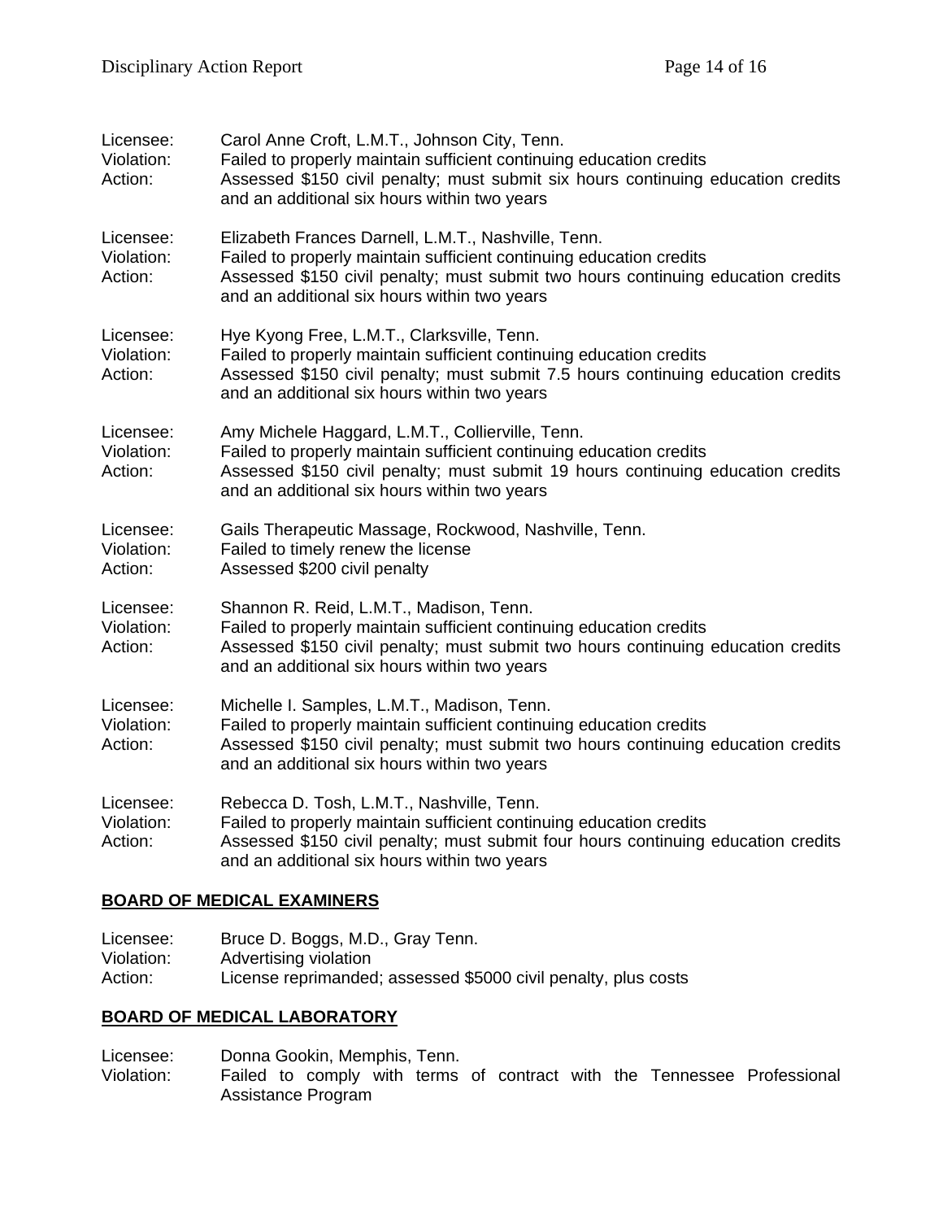Licensee: Carol Anne Croft, L.M.T., Johnson City, Tenn.
Violation: Failed to properly maintain sufficient continuing education credits
Action: Assessed $150 civil penalty; must submit six hours continuing education credits and an additional six hours within two years

Licensee: Elizabeth Frances Darnell, L.M.T., Nashville, Tenn.
Violation: Failed to properly maintain sufficient continuing education credits
Action: Assessed $150 civil penalty; must submit two hours continuing education credits and an additional six hours within two years

Licensee: Hye Kyong Free, L.M.T., Clarksville, Tenn.
Violation: Failed to properly maintain sufficient continuing education credits
Action: Assessed $150 civil penalty; must submit 7.5 hours continuing education credits and an additional six hours within two years

Licensee: Amy Michele Haggard, L.M.T., Collierville, Tenn.
Violation: Failed to properly maintain sufficient continuing education credits
Action: Assessed $150 civil penalty; must submit 19 hours continuing education credits and an additional six hours within two years

Licensee: Gails Therapeutic Massage, Rockwood, Nashville, Tenn.
Violation: Failed to timely renew the license
Action: Assessed $200 civil penalty

Licensee: Shannon R. Reid, L.M.T., Madison, Tenn.
Violation: Failed to properly maintain sufficient continuing education credits
Action: Assessed $150 civil penalty; must submit two hours continuing education credits and an additional six hours within two years

Licensee: Michelle I. Samples, L.M.T., Madison, Tenn.
Violation: Failed to properly maintain sufficient continuing education credits
Action: Assessed $150 civil penalty; must submit two hours continuing education credits and an additional six hours within two years

Licensee: Rebecca D. Tosh, L.M.T., Nashville, Tenn.
Violation: Failed to properly maintain sufficient continuing education credits
Action: Assessed $150 civil penalty; must submit four hours continuing education credits and an additional six hours within two years

## BOARD OF MEDICAL EXAMINERS

Licensee: Bruce D. Boggs, M.D., Gray Tenn.
Violation: Advertising violation
Action: License reprimanded; assessed $5000 civil penalty, plus costs

## BOARD OF MEDICAL LABORATORY

Licensee: Donna Gookin, Memphis, Tenn.
Violation: Failed to comply with terms of contract with the Tennessee Professional Assistance Program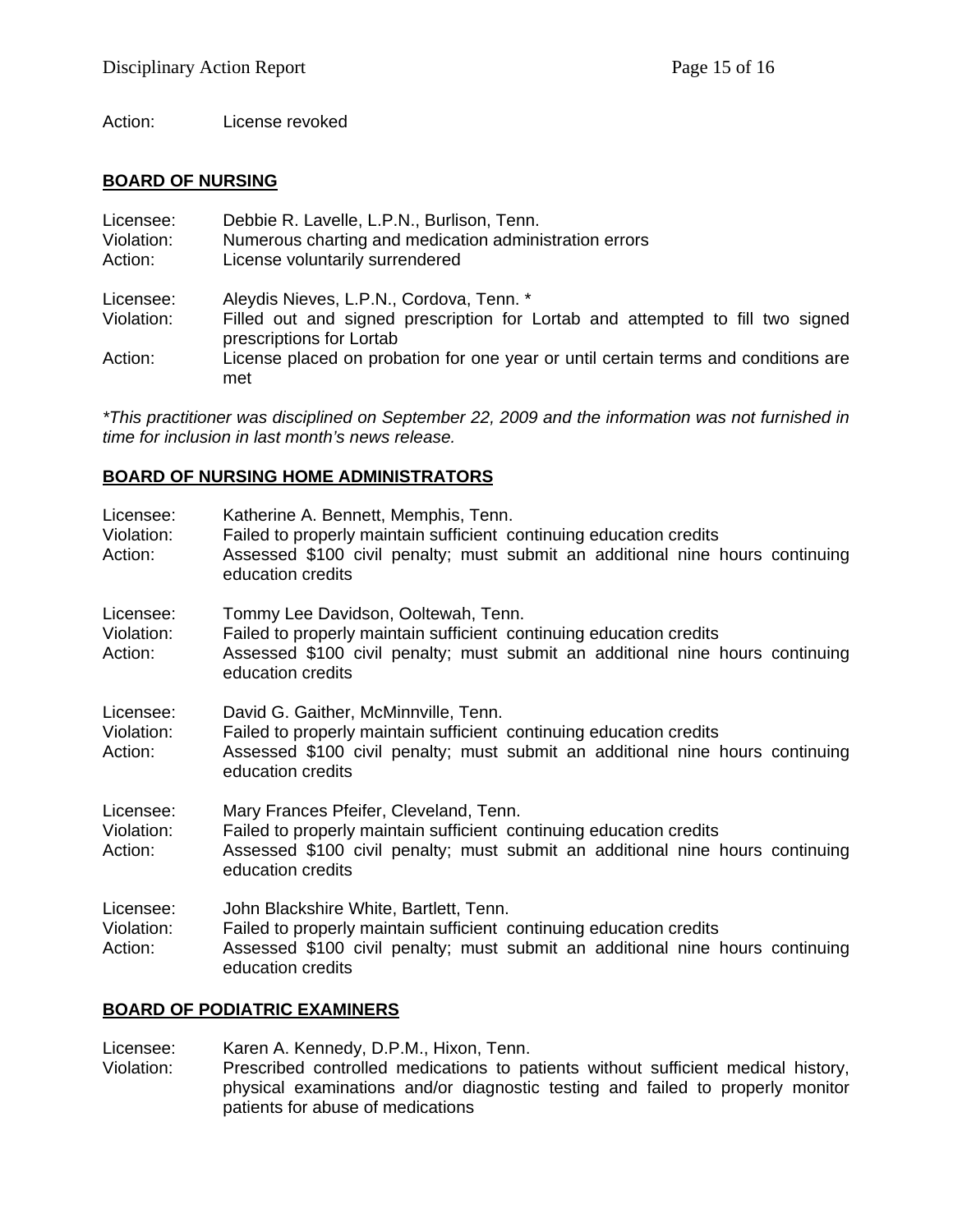Action: License revoked

**BOARD OF NURSING**

Licensee: Debbie R. Lavelle, L.P.N., Burlison, Tenn.
Violation: Numerous charting and medication administration errors
Action: License voluntarily surrendered

Licensee: Aleydis Nieves, L.P.N., Cordova, Tenn. *
Violation: Filled out and signed prescription for Lortab and attempted to fill two signed prescriptions for Lortab
Action: License placed on probation for one year or until certain terms and conditions are met

*\*This practitioner was disciplined on September 22, 2009 and the information was not furnished in time for inclusion in last month's news release.*

**BOARD OF NURSING HOME ADMINISTRATORS**

Licensee: Katherine A. Bennett, Memphis, Tenn.
Violation: Failed to properly maintain sufficient continuing education credits
Action: Assessed $100 civil penalty; must submit an additional nine hours continuing education credits

Licensee: Tommy Lee Davidson, Ooltewah, Tenn.
Violation: Failed to properly maintain sufficient continuing education credits
Action: Assessed $100 civil penalty; must submit an additional nine hours continuing education credits

Licensee: David G. Gaither, McMinnville, Tenn.
Violation: Failed to properly maintain sufficient continuing education credits
Action: Assessed $100 civil penalty; must submit an additional nine hours continuing education credits

Licensee: Mary Frances Pfeifer, Cleveland, Tenn.
Violation: Failed to properly maintain sufficient continuing education credits
Action: Assessed $100 civil penalty; must submit an additional nine hours continuing education credits

Licensee: John Blackshire White, Bartlett, Tenn.
Violation: Failed to properly maintain sufficient continuing education credits
Action: Assessed $100 civil penalty; must submit an additional nine hours continuing education credits

**BOARD OF PODIATRIC EXAMINERS**

Licensee: Karen A. Kennedy, D.P.M., Hixon, Tenn.
Violation: Prescribed controlled medications to patients without sufficient medical history, physical examinations and/or diagnostic testing and failed to properly monitor patients for abuse of medications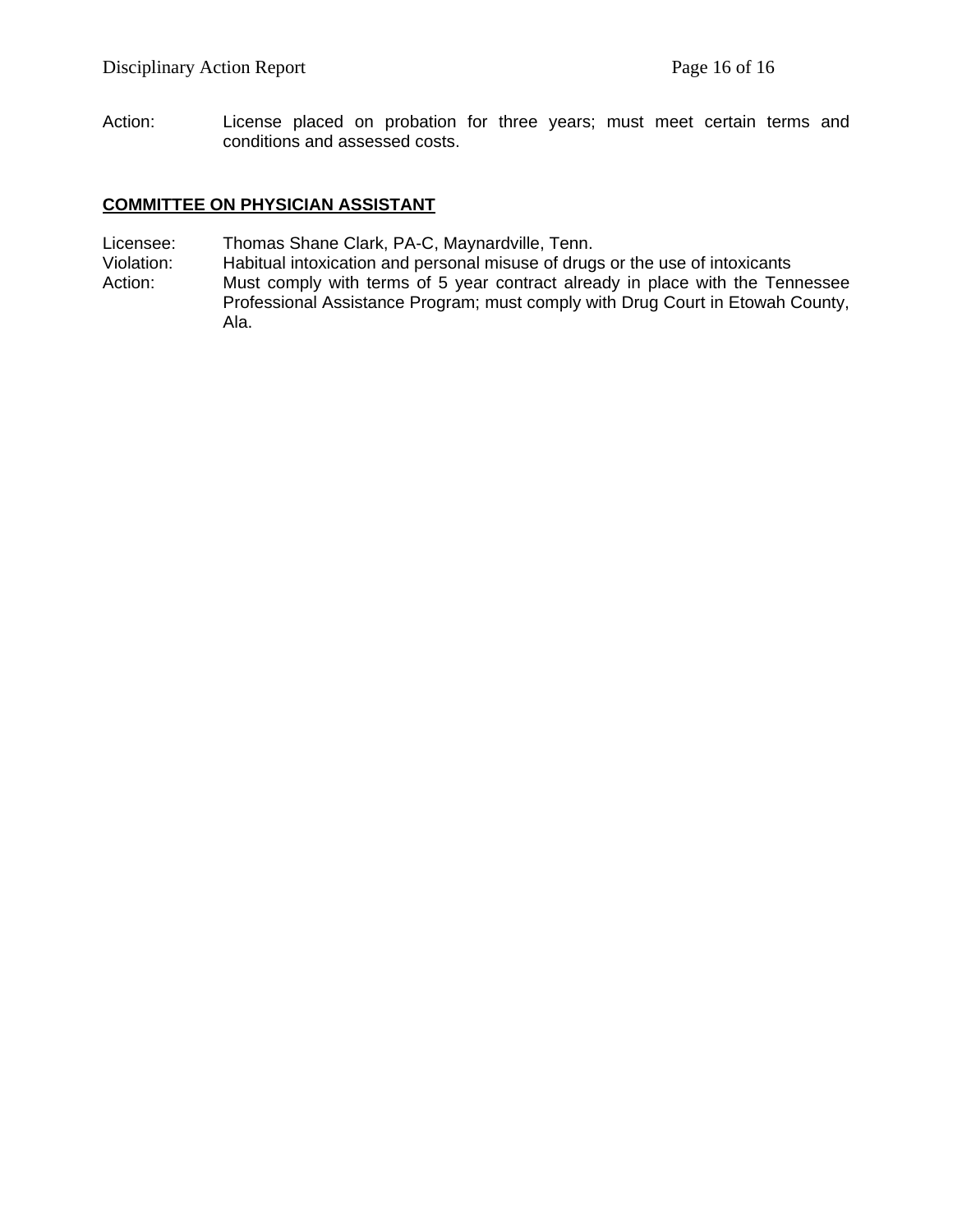Action: License placed on probation for three years; must meet certain terms and conditions and assessed costs.

## COMMITTEE ON PHYSICIAN ASSISTANT

Licensee: Thomas Shane Clark, PA-C, Maynardville, Tenn.
Violation: Habitual intoxication and personal misuse of drugs or the use of intoxicants
Action: Must comply with terms of 5 year contract already in place with the Tennessee Professional Assistance Program; must comply with Drug Court in Etowah County, Ala.